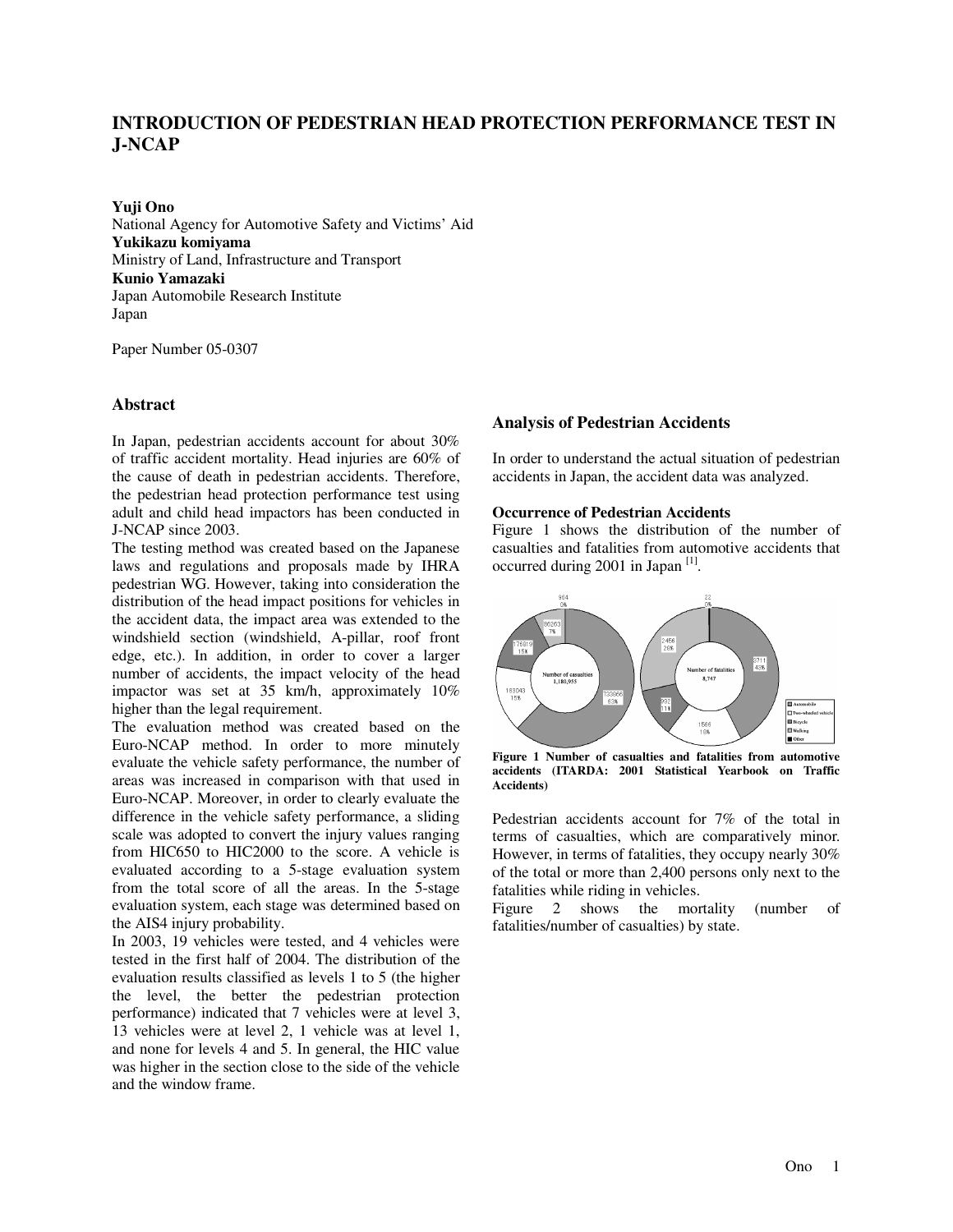# INTRODUCTION OF PEDESTRIAN HEAD PROTECTION PERFORMANCE TEST IN J-NCAP

**Yuji Ono**
National Agency for Automotive Safety and Victims' Aid
**Yukikazu komiyama**
Ministry of Land, Infrastructure and Transport
**Kunio Yamazaki**
Japan Automobile Research Institute
Japan

Paper Number 05-0307

## Abstract

In Japan, pedestrian accidents account for about 30% of traffic accident mortality. Head injuries are 60% of the cause of death in pedestrian accidents. Therefore, the pedestrian head protection performance test using adult and child head impactors has been conducted in J-NCAP since 2003.

The testing method was created based on the Japanese laws and regulations and proposals made by IHRA pedestrian WG. However, taking into consideration the distribution of the head impact positions for vehicles in the accident data, the impact area was extended to the windshield section (windshield, A-pillar, roof front edge, etc.). In addition, in order to cover a larger number of accidents, the impact velocity of the head impactor was set at 35 km/h, approximately 10% higher than the legal requirement.

The evaluation method was created based on the Euro-NCAP method. In order to more minutely evaluate the vehicle safety performance, the number of areas was increased in comparison with that used in Euro-NCAP. Moreover, in order to clearly evaluate the difference in the vehicle safety performance, a sliding scale was adopted to convert the injury values ranging from HIC650 to HIC2000 to the score. A vehicle is evaluated according to a 5-stage evaluation system from the total score of all the areas. In the 5-stage evaluation system, each stage was determined based on the AIS4 injury probability.

In 2003, 19 vehicles were tested, and 4 vehicles were tested in the first half of 2004. The distribution of the evaluation results classified as levels 1 to 5 (the higher the level, the better the pedestrian protection performance) indicated that 7 vehicles were at level 3, 13 vehicles were at level 2, 1 vehicle was at level 1, and none for levels 4 and 5. In general, the HIC value was higher in the section close to the side of the vehicle and the window frame.

## Analysis of Pedestrian Accidents

In order to understand the actual situation of pedestrian accidents in Japan, the accident data was analyzed.

### Occurrence of Pedestrian Accidents

Figure 1 shows the distribution of the number of casualties and fatalities from automotive accidents that occurred during 2001 in Japan [1].

**Figure 1 Number of casualties and fatalities from automotive accidents (ITARDA: 2001 Statistical Yearbook on Traffic Accidents)**

Pedestrian accidents account for 7% of the total in terms of casualties, which are comparatively minor. However, in terms of fatalities, they occupy nearly 30% of the total or more than 2,400 persons only next to the fatalities while riding in vehicles.

Figure 2 shows the mortality (number of fatalities/number of casualties) by state.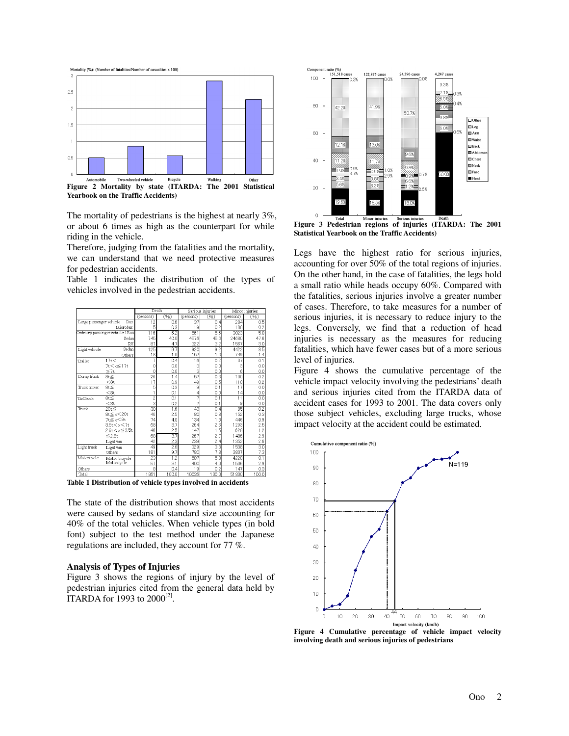Figure 2 Mortality by state (ITARDA: The 2001 Statistical Yearbook on the Traffic Accidents)

The mortality of pedestrians is the highest at nearly 3%, or about 6 times as high as the counterpart for while riding in the vehicle.

Therefore, judging from the fatalities and the mortality, we can understand that we need protective measures for pedestrian accidents.

Table 1 indicates the distribution of the types of vehicles involved in the pedestrian accidents.

| | | Death | | Serious injuries | | Minor injuries | |
|---|---|---|---|---|---|---|---|
| | | (persons) | (%) | (persons) | (%) | (persons) | (%) |
| Large passenger vehicle | Bus | 12 | 0.6 | 37 | 0.4 | 284 | 0.5 |
| | Microbus | 5 | 0.3 | 19 | 0.2 | 100 | 0.2 |
| Ordinary passenger vehicle | 1Box | 116 | 6.2 | 561 | 5.6 | 3023 | 5.8 |
| | Sedan | 745 | 40.0 | 4576 | 45.6 | 24680 | 47.6 |
| | RV | 87 | 4.7 | 322 | 3.2 | 1567 | 3.0 |
| Light vehicle | Sedan | 125 | 6.7 | 920 | 9.2 | 4422 | 8.5 |
| | Others | 18 | 1.0 | 157 | 1.6 | 749 | 1.4 |
| Trailer | 17t< | 7 | 0.4 | 16 | 0.2 | 37 | 0.1 |
| | 7t<x≦17t | 0 | 0.0 | 3 | 0.0 | 3 | 0.0 |
| | ≦7t | 0 | 0.0 | 3 | 0.0 | 6 | 0.0 |
| Dump truck | 8t≦ | 26 | 1.4 | 57 | 0.6 | 100 | 0.2 |
| | <8t | 17 | 0.9 | 49 | 0.5 | 118 | 0.2 |
| Truck mixer | 8t≦ | 5 | 0.3 | 9 | 0.1 | 17 | 0.0 |
| | <8t | 1 | 0.1 | 4 | 0.0 | 14 | 0.0 |
| TanTruck | 8t≦ | 2 | 0.1 | 7 | 0.1 | 11 | 0.0 |
| | <8t | 3 | 0.2 | 7 | 0.1 | 9 | 0.0 |
| Truck | 20t≦ | 30 | 1.6 | 43 | 0.4 | 85 | 0.2 |
| | 8t≦x<20t | 46 | 2.5 | 80 | 0.8 | 152 | 0.3 |
| | 7t≦x<8t | 74 | 4.0 | 134 | 1.3 | 446 | 0.9 |
| | 3.5t<x<7t | 68 | 3.7 | 264 | 2.6 | 1293 | 2.5 |
| | 2.8t<x≦3.5t | 46 | 2.5 | 147 | 1.5 | 628 | 1.2 |
| | ≦2.8t | 68 | 3.7 | 267 | 2.7 | 1486 | 2.9 |
| | Light van | 42 | 2.3 | 239 | 2.4 | 1352 | 2.6 |
| Light truck | Light van | 49 | 2.6 | 329 | 3.3 | 1538 | 3.0 |
| | Others | 181 | 9.7 | 780 | 7.8 | 3807 | 7.3 |
| Motorcycle | Motor bicycle | 23 | 1.2 | 587 | 5.8 | 4220 | 8.1 |
| | Motorcycle | 57 | 3.1 | 400 | 4.0 | 1506 | 2.9 |
| Others | | 8 | 0.4 | 19 | 0.2 | 147 | 0.3 |
| Total | | 1861 | 100.0 | 10036 | 100.0 | 51800 | 100.0 |

**Table 1 Distribution of vehicle types involved in accidents**

The state of the distribution shows that most accidents were caused by sedans of standard size accounting for 40% of the total vehicles. When vehicle types (in bold font) subject to the test method under the Japanese regulations are included, they account for 77 %.

### Analysis of Types of Injuries

Figure 3 shows the regions of injury by the level of pedestrian injuries cited from the general data held by ITARDA for 1993 to 2000[2].

Figure 3 Pedestrian regions of injuries (ITARDA: The 2001 Statistical Yearbook on the Traffic Accidents)

Legs have the highest ratio for serious injuries, accounting for over 50% of the total regions of injuries. On the other hand, in the case of fatalities, the legs hold a small ratio while heads occupy 60%. Compared with the fatalities, serious injuries involve a greater number of cases. Therefore, to take measures for a number of serious injuries, it is necessary to reduce injury to the legs. Conversely, we find that a reduction of head injuries is necessary as the measures for reducing fatalities, which have fewer cases but of a more serious level of injuries.

Figure 4 shows the cumulative percentage of the vehicle impact velocity involving the pedestrians' death and serious injuries cited from the ITARDA data of accident cases for 1993 to 2001. The data covers only those subject vehicles, excluding large trucks, whose impact velocity at the accident could be estimated.

Figure 4 Cumulative percentage of vehicle impact velocity involving death and serious injuries of pedestrians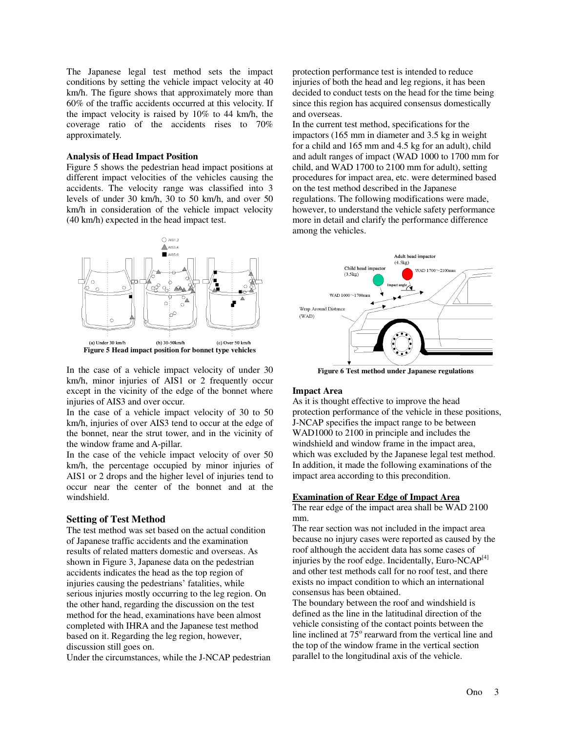The Japanese legal test method sets the impact conditions by setting the vehicle impact velocity at 40 km/h. The figure shows that approximately more than 60% of the traffic accidents occurred at this velocity. If the impact velocity is raised by 10% to 44 km/h, the coverage ratio of the accidents rises to 70% approximately.

**Analysis of Head Impact Position**

Figure 5 shows the pedestrian head impact positions at different impact velocities of the vehicles causing the accidents. The velocity range was classified into 3 levels of under 30 km/h, 30 to 50 km/h, and over 50 km/h in consideration of the vehicle impact velocity (40 km/h) expected in the head impact test.

(a) Under 30 km/h (b) 30-50km/h (c) Over 50 km/h

**Figure 5 Head impact position for bonnet type vehicles**

In the case of a vehicle impact velocity of under 30 km/h, minor injuries of AIS1 or 2 frequently occur except in the vicinity of the edge of the bonnet where injuries of AIS3 and over occur.

In the case of a vehicle impact velocity of 30 to 50 km/h, injuries of over AIS3 tend to occur at the edge of the bonnet, near the strut tower, and in the vicinity of the window frame and A-pillar.

In the case of the vehicle impact velocity of over 50 km/h, the percentage occupied by minor injuries of AIS1 or 2 drops and the higher level of injuries tend to occur near the center of the bonnet and at the windshield.

## Setting of Test Method

The test method was set based on the actual condition of Japanese traffic accidents and the examination results of related matters domestic and overseas. As shown in Figure 3, Japanese data on the pedestrian accidents indicates the head as the top region of injuries causing the pedestrians' fatalities, while serious injuries mostly occurring to the leg region. On the other hand, regarding the discussion on the test method for the head, examinations have been almost completed with IHRA and the Japanese test method based on it. Regarding the leg region, however, discussion still goes on.

Under the circumstances, while the J-NCAP pedestrian protection performance test is intended to reduce injuries of both the head and leg regions, it has been decided to conduct tests on the head for the time being since this region has acquired consensus domestically and overseas.

In the current test method, specifications for the impactors (165 mm in diameter and 3.5 kg in weight for a child and 165 mm and 4.5 kg for an adult), child and adult ranges of impact (WAD 1000 to 1700 mm for child, and WAD 1700 to 2100 mm for adult), setting procedures for impact area, etc. were determined based on the test method described in the Japanese regulations. The following modifications were made, however, to understand the vehicle safety performance more in detail and clarify the performance difference among the vehicles.

**Figure 6 Test method under Japanese regulations**

**Impact Area**

As it is thought effective to improve the head protection performance of the vehicle in these positions, J-NCAP specifies the impact range to be between WAD1000 to 2100 in principle and includes the windshield and window frame in the impact area, which was excluded by the Japanese legal test method. In addition, it made the following examinations of the impact area according to this precondition.

**Examination of Rear Edge of Impact Area**

The rear edge of the impact area shall be WAD 2100 mm.

The rear section was not included in the impact area because no injury cases were reported as caused by the roof although the accident data has some cases of injuries by the roof edge. Incidentally, Euro-NCAP[4] and other test methods call for no roof test, and there exists no impact condition to which an international consensus has been obtained.

The boundary between the roof and windshield is defined as the line in the latitudinal direction of the vehicle consisting of the contact points between the line inclined at 75° rearward from the vertical line and the top of the window frame in the vertical section parallel to the longitudinal axis of the vehicle.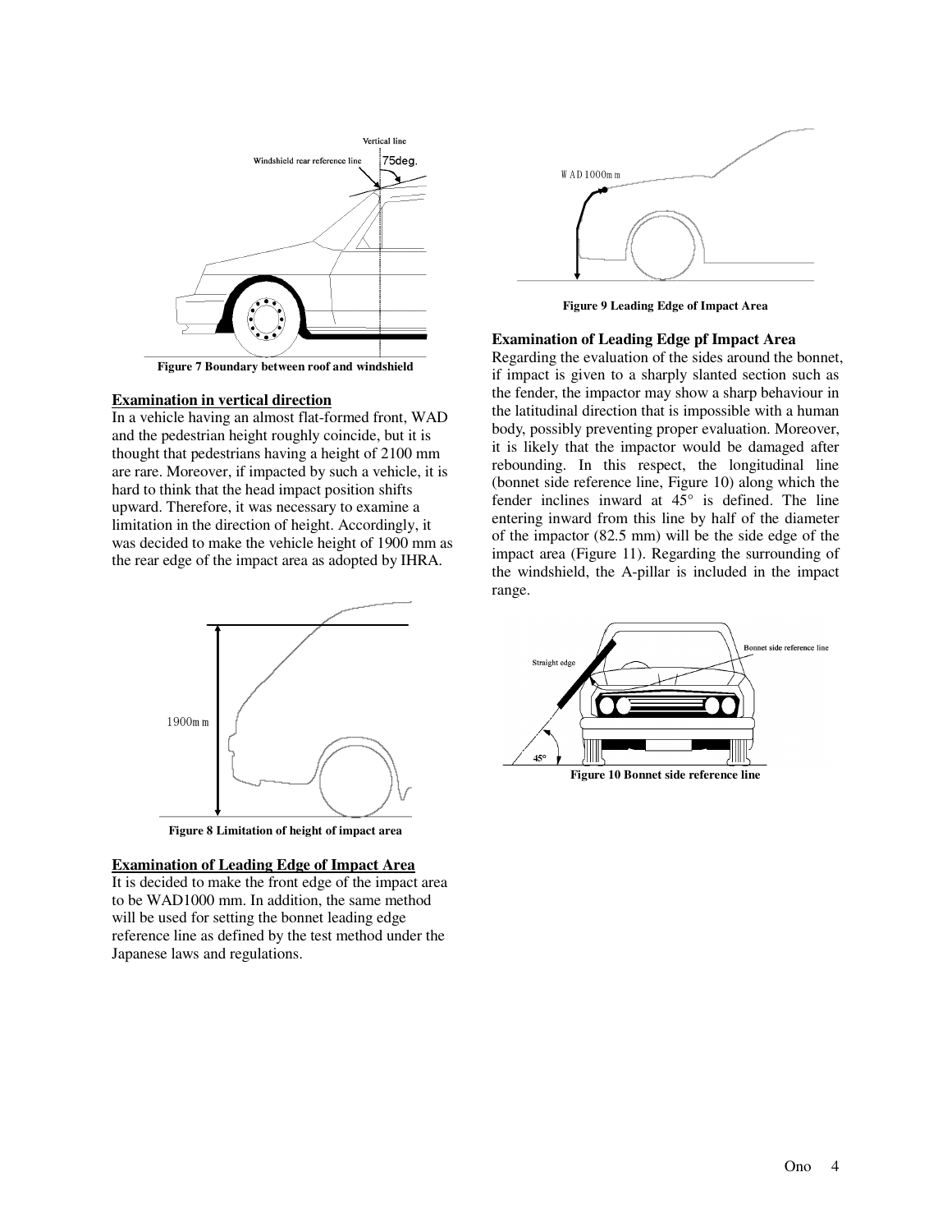Figure 7 Boundary between roof and windshield

### Examination in vertical direction

In a vehicle having an almost flat-formed front, WAD and the pedestrian height roughly coincide, but it is thought that pedestrians having a height of 2100 mm are rare. Moreover, if impacted by such a vehicle, it is hard to think that the head impact position shifts upward. Therefore, it was necessary to examine a limitation in the direction of height. Accordingly, it was decided to make the vehicle height of 1900 mm as the rear edge of the impact area as adopted by IHRA.

Figure 8 Limitation of height of impact area

### Examination of Leading Edge of Impact Area

It is decided to make the front edge of the impact area to be WAD1000 mm. In addition, the same method will be used for setting the bonnet leading edge reference line as defined by the test method under the Japanese laws and regulations.

Figure 9 Leading Edge of Impact Area

### Examination of Leading Edge pf Impact Area

Regarding the evaluation of the sides around the bonnet, if impact is given to a sharply slanted section such as the fender, the impactor may show a sharp behaviour in the latitudinal direction that is impossible with a human body, possibly preventing proper evaluation. Moreover, it is likely that the impactor would be damaged after rebounding. In this respect, the longitudinal line (bonnet side reference line, Figure 10) along which the fender inclines inward at 45° is defined. The line entering inward from this line by half of the diameter of the impactor (82.5 mm) will be the side edge of the impact area (Figure 11). Regarding the surrounding of the windshield, the A-pillar is included in the impact range.

Figure 10 Bonnet side reference line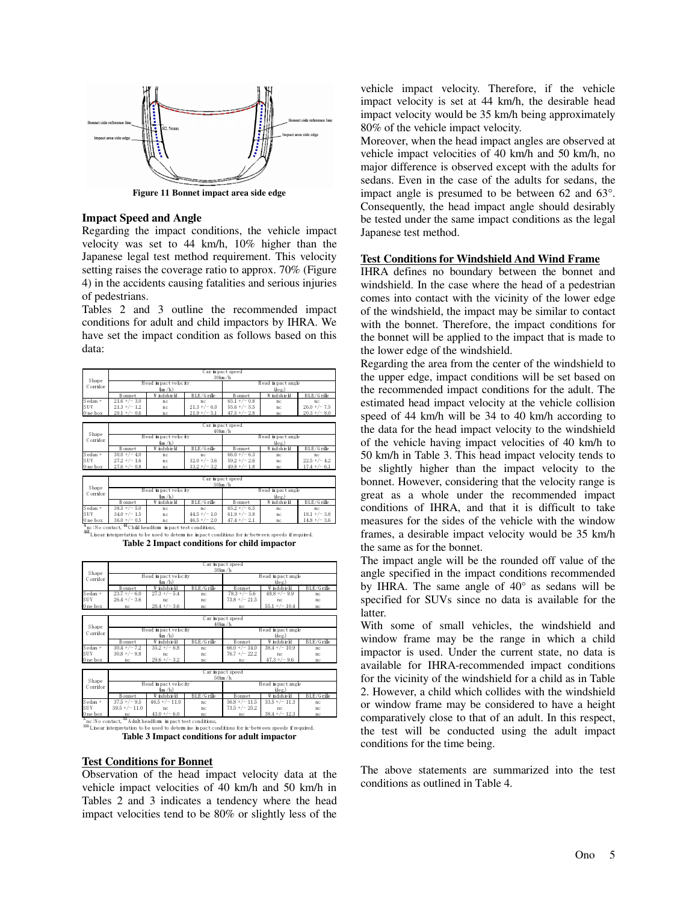Figure 11 Bonnet impact area side edge

## Impact Speed and Angle

Regarding the impact conditions, the vehicle impact velocity was set to 44 km/h, 10% higher than the Japanese legal test method requirement. This velocity setting raises the coverage ratio to approx. 70% (Figure 4) in the accidents causing fatalities and serious injuries of pedestrians.

Tables 2 and 3 outline the recommended impact conditions for adult and child impactors by IHRA. We have set the impact condition as follows based on this data:

| Shape Corridor | Car impact speed 30km/h | | | | | |
|---|---|---|---|---|---|---|
| | Head impact velocity (km/h) | | | Head impact angle (deg.) | | |
| | Bonnet | Windshield | BLE/Grille | Bonnet | Windshield | BLE/Grille |
| Sedan + | 21.6 +/− 3.0 | nc | nc | 65.1 +/− 0.8 | nc | nc |
| SUV | 21.3 +/− 1.2 | nc | 21.3 +/− 6.0 | 55.6 +/− 5.5 | nc | 26.0 +/− 7.5 |
| One box | 20.1 +/− 0.6 | nc | 21.9 +/− 5.1 | 47.5 +/− 2.8 | nc | 20.3 +/− 8.0 |

| Shape Corridor | Car impact speed 40km/h | | | | | |
|---|---|---|---|---|---|---|
| | Head impact velocity (km/h) | | | Head impact angle (deg.) | | |
| | Bonnet | Windshield | BLE/Grille | Bonnet | Windshield | BLE/Grille |
| Sedan + | 30.0 +/− 4.0 | nc | nc | 66.0 +/− 6.3 | nc | nc |
| SUV | 27.2 +/− 1.6 | nc | 32.0 +/− 3.6 | 59.2 +/− 2.6 | nc | 22.5 +/− 4.2 |
| One box | 27.6 +/− 0.8 | nc | 33.2 +/− 3.2 | 49.8 +/− 1.8 | nc | 17.4 +/− 6.1 |

| Shape Corridor | Car impact speed 50km/h | | | | | |
|---|---|---|---|---|---|---|
| | Head impact velocity (km/h) | | | Head impact angle (deg.) | | |
| | Bonnet | Windshield | BLE/Grille | Bonnet | Windshield | BLE/Grille |
| Sedan + | 38.5 +/− 5.0 | nc | nc | 65.2 +/− 6.5 | nc | nc |
| SUV | 34.0 +/− 1.5 | nc | 44.5 +/− 1.0 | 61.9 +/− 3.8 | nc | 18.1 +/− 3.8 |
| One box | 36.0 +/− 0.5 | nc | 46.5 +/− 2.0 | 47.4 +/− 2.1 | nc | 14.8 +/− 3.6 |

*nc: No contact, ** Child headform impact test conditions,
*** Linear interpretation to be used to determine impact conditions for in-between speeds if required.

**Table 2 Impact conditions for child impactor**

| Shape Corridor | Car impact speed 30km/h | | | | | |
|---|---|---|---|---|---|---|
| | Head impact velocity (km/h) | | | Head impact angle (deg.) | | |
| | Bonnet | Windshield | BLE/Grille | Bonnet | Windshield | BLE/Grille |
| Sedan + | 23.7 +/− 6.0 | 27.3 +/− 5.4 | nc | 78.3 +/− 5.6 | 48.8 +/− 9.9 | nc |
| SUV | 26.4 +/− 3.6 | nc | nc | 73.8 +/− 21.5 | nc | nc |
| One box | nc | 20.4 +/− 3.6 | nc | nc | 55.1 +/− 10.4 | nc |

| Shape Corridor | Car impact speed 40km/h | | | | | |
|---|---|---|---|---|---|---|
| | Head impact velocity (km/h) | | | Head impact angle (deg.) | | |
| | Bonnet | Windshield | BLE/Grille | Bonnet | Windshield | BLE/Grille |
| Sedan + | 30.4 +/− 7.2 | 35.2 +/− 6.8 | nc | 66.0 +/− 14.0 | 38.4 +/− 10.9 | nc |
| SUV | 30.8 +/− 8.8 | nc | nc | 76.7 +/− 22.2 | nc | nc |
| One box | nc | 29.6 +/− 3.2 | nc | nc | 47.3 +/− 9.6 | nc |

| Shape Corridor | Car impact speed 50km/h | | | | | |
|---|---|---|---|---|---|---|
| | Head impact velocity (km/h) | | | Head impact angle (deg.) | | |
| | Bonnet | Windshield | BLE/Grille | Bonnet | Windshield | BLE/Grille |
| Sedan + | 37.5 +/− 9.5 | 46.5 +/− 11.0 | nc | 56.8 +/− 11.5 | 33.5 +/− 11.3 | nc |
| SUV | 39.5 +/− 11.0 | nc | nc | 73.5 +/− 25.2 | nc | nc |
| One box | nc | 43.0 +/− 6.0 | nc | nc | 38.4 +/− 12.3 | nc |

*nc: No contact, ** Adult headform impact test conditions,
*** Linear interpretation to be used to determine impact conditions for in-between speeds if required.

**Table 3 Impact conditions for adult impactor**

## Test Conditions for Bonnet

Observation of the head impact velocity data at the vehicle impact velocities of 40 km/h and 50 km/h in Tables 2 and 3 indicates a tendency where the head impact velocities tend to be 80% or slightly less of the vehicle impact velocity. Therefore, if the vehicle impact velocity is set at 44 km/h, the desirable head impact velocity would be 35 km/h being approximately 80% of the vehicle impact velocity.

Moreover, when the head impact angles are observed at vehicle impact velocities of 40 km/h and 50 km/h, no major difference is observed except with the adults for sedans. Even in the case of the adults for sedans, the impact angle is presumed to be between 62 and 63°. Consequently, the head impact angle should desirably be tested under the same impact conditions as the legal Japanese test method.

## Test Conditions for Windshield And Wind Frame

IHRA defines no boundary between the bonnet and windshield. In the case where the head of a pedestrian comes into contact with the vicinity of the lower edge of the windshield, the impact may be similar to contact with the bonnet. Therefore, the impact conditions for the bonnet will be applied to the impact that is made to the lower edge of the windshield.

Regarding the area from the center of the windshield to the upper edge, impact conditions will be set based on the recommended impact conditions for the adult. The estimated head impact velocity at the vehicle collision speed of 44 km/h will be 34 to 40 km/h according to the data for the head impact velocity to the windshield of the vehicle having impact velocities of 40 km/h to 50 km/h in Table 3. This head impact velocity tends to be slightly higher than the impact velocity to the bonnet. However, considering that the velocity range is great as a whole under the recommended impact conditions of IHRA, and that it is difficult to take measures for the sides of the vehicle with the window frames, a desirable impact velocity would be 35 km/h the same as for the bonnet.

The impact angle will be the rounded off value of the angle specified in the impact conditions recommended by IHRA. The same angle of 40° as sedans will be specified for SUVs since no data is available for the latter.

With some of small vehicles, the windshield and window frame may be the range in which a child impactor is used. Under the current state, no data is available for IHRA-recommended impact conditions for the vicinity of the windshield for a child as in Table 2. However, a child which collides with the windshield or window frame may be considered to have a height comparatively close to that of an adult. In this respect, the test will be conducted using the adult impact conditions for the time being.

The above statements are summarized into the test conditions as outlined in Table 4.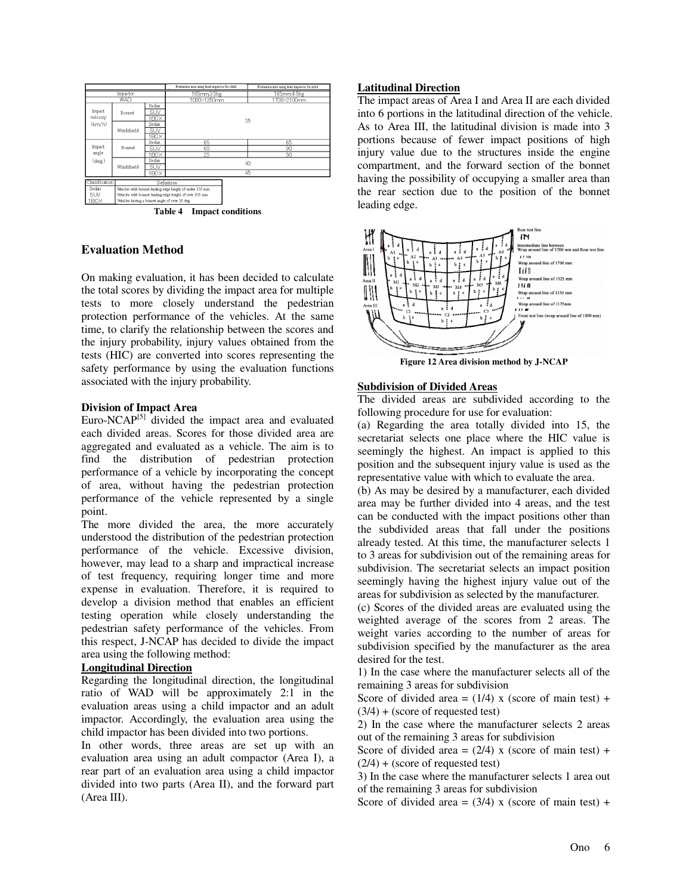| | | | Evaluation area using head impactor for child | Evaluation area using head impactor for adult |
|---|---|---|---|---|
| Impactor | | | 165mm,3.5kg | 165mm,4.5kg |
| WAD | | | 1000~1350mm | 1700~2100mm |
| Impact velocity (km/h) | Bonnet | Sedan | 35 | |
| | | SUV | | |
| | | 1BOX | | |
| | Windshield | Sedan | | |
| | | SUV | | |
| | | 1BOX | | |
| Impact angle (deg) | Bonnet | Sedan | 65 | 65 |
| | | SUV | 60 | 90 |
| | | 1BOX | 25 | 50 |
| | Windshield | Sedan | 40 | |
| | | SUV | | |
| | | 1BOX | 45 | |

| Classification | Definition |
|---|---|
| Sedan | Vehicles with bonnet leading edge height of under 835 mm |
| SUV | Vehicles with bonnet leading edge height of over 835 mm |
| 1BOX | Vehicles having a bonnet angle of over 30 deg. |

**Table 4 Impact conditions**

## Evaluation Method

On making evaluation, it has been decided to calculate the total scores by dividing the impact area for multiple tests to more closely understand the pedestrian protection performance of the vehicles. At the same time, to clarify the relationship between the scores and the injury probability, injury values obtained from the tests (HIC) are converted into scores representing the safety performance by using the evaluation functions associated with the injury probability.

### Division of Impact Area

Euro-NCAP[5] divided the impact area and evaluated each divided areas. Scores for those divided area are aggregated and evaluated as a vehicle. The aim is to find the distribution of pedestrian protection performance of a vehicle by incorporating the concept of area, without having the pedestrian protection performance of the vehicle represented by a single point.

The more divided the area, the more accurately understood the distribution of the pedestrian protection performance of the vehicle. Excessive division, however, may lead to a sharp and impractical increase of test frequency, requiring longer time and more expense in evaluation. Therefore, it is required to develop a division method that enables an efficient testing operation while closely understanding the pedestrian safety performance of the vehicles. From this respect, J-NCAP has decided to divide the impact area using the following method:

**Longitudinal Direction**

Regarding the longitudinal direction, the longitudinal ratio of WAD will be approximately 2:1 in the evaluation areas using a child impactor and an adult impactor. Accordingly, the evaluation area using the child impactor has been divided into two portions.

In other words, three areas are set up with an evaluation area using an adult compactor (Area I), a rear part of an evaluation area using a child impactor divided into two parts (Area II), and the forward part (Area III).

**Latitudinal Direction**

The impact areas of Area I and Area II are each divided into 6 portions in the latitudinal direction of the vehicle. As to Area III, the latitudinal division is made into 3 portions because of fewer impact positions of high injury value due to the structures inside the engine compartment, and the forward section of the bonnet having the possibility of occupying a smaller area than the rear section due to the position of the bonnet leading edge.

**Figure 12 Area division method by J-NCAP**

**Subdivision of Divided Areas**

The divided areas are subdivided according to the following procedure for use for evaluation:

(a) Regarding the area totally divided into 15, the secretariat selects one place where the HIC value is seemingly the highest. An impact is applied to this position and the subsequent injury value is used as the representative value with which to evaluate the area.

(b) As may be desired by a manufacturer, each divided area may be further divided into 4 areas, and the test can be conducted with the impact positions other than the subdivided areas that fall under the positions already tested. At this time, the manufacturer selects 1 to 3 areas for subdivision out of the remaining areas for subdivision. The secretariat selects an impact position seemingly having the highest injury value out of the areas for subdivision as selected by the manufacturer.

(c) Scores of the divided areas are evaluated using the weighted average of the scores from 2 areas. The weight varies according to the number of areas for subdivision specified by the manufacturer as the area desired for the test.

1) In the case where the manufacturer selects all of the remaining 3 areas for subdivision

Score of divided area = (1/4) x (score of main test) + (3/4) + (score of requested test)

2) In the case where the manufacturer selects 2 areas out of the remaining 3 areas for subdivision

Score of divided area = (2/4) x (score of main test) + (2/4) + (score of requested test)

3) In the case where the manufacturer selects 1 area out of the remaining 3 areas for subdivision

Score of divided area = (3/4) x (score of main test) +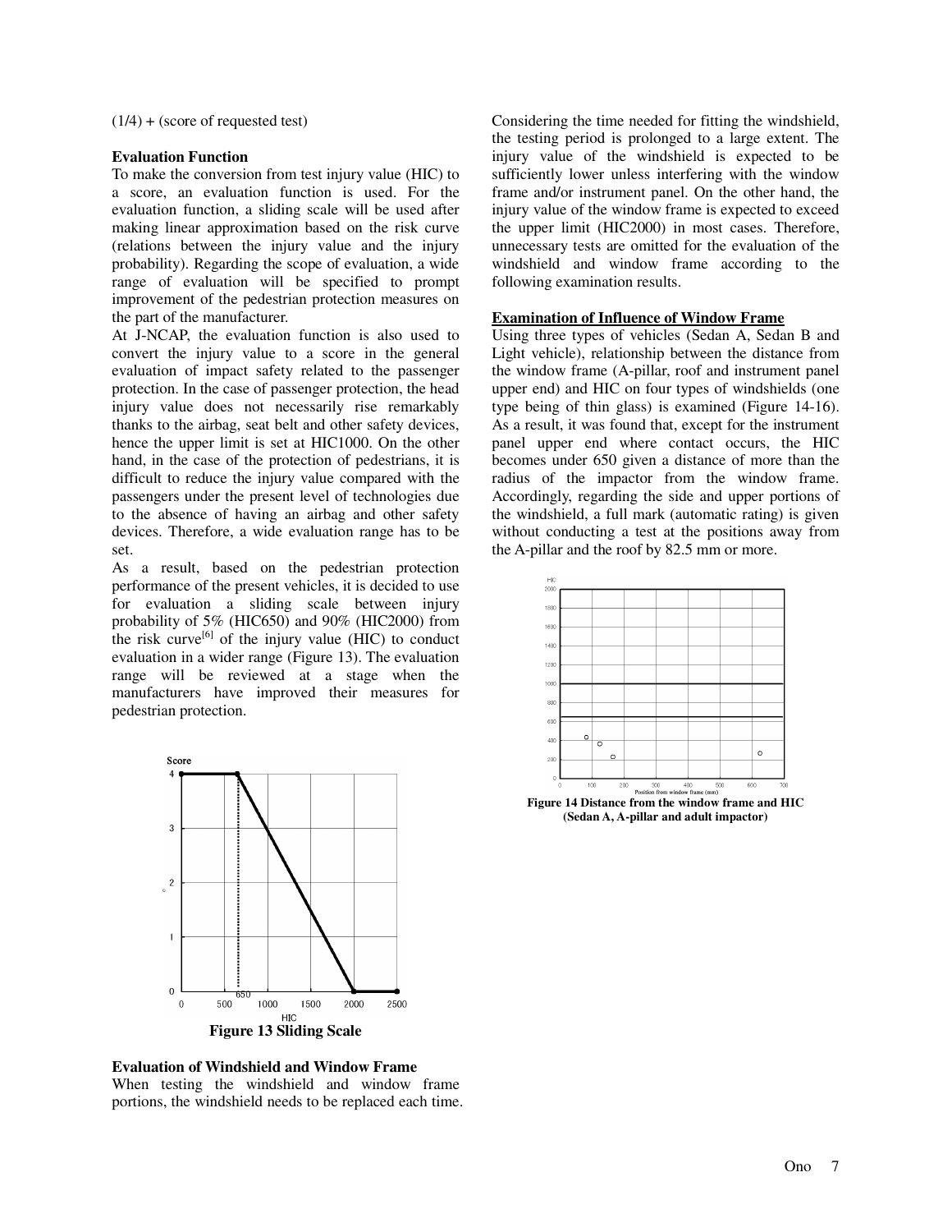(1/4) + (score of requested test)

**Evaluation Function**

To make the conversion from test injury value (HIC) to a score, an evaluation function is used. For the evaluation function, a sliding scale will be used after making linear approximation based on the risk curve (relations between the injury value and the injury probability). Regarding the scope of evaluation, a wide range of evaluation will be specified to prompt improvement of the pedestrian protection measures on the part of the manufacturer.

At J-NCAP, the evaluation function is also used to convert the injury value to a score in the general evaluation of impact safety related to the passenger protection. In the case of passenger protection, the head injury value does not necessarily rise remarkably thanks to the airbag, seat belt and other safety devices, hence the upper limit is set at HIC1000. On the other hand, in the case of the protection of pedestrians, it is difficult to reduce the injury value compared with the passengers under the present level of technologies due to the absence of having an airbag and other safety devices. Therefore, a wide evaluation range has to be set.

As a result, based on the pedestrian protection performance of the present vehicles, it is decided to use for evaluation a sliding scale between injury probability of 5% (HIC650) and 90% (HIC2000) from the risk curve[6] of the injury value (HIC) to conduct evaluation in a wider range (Figure 13). The evaluation range will be reviewed at a stage when the manufacturers have improved their measures for pedestrian protection.

**Figure 13 Sliding Scale**

**Evaluation of Windshield and Window Frame**

When testing the windshield and window frame portions, the windshield needs to be replaced each time. Considering the time needed for fitting the windshield, the testing period is prolonged to a large extent. The injury value of the windshield is expected to be sufficiently lower unless interfering with the window frame and/or instrument panel. On the other hand, the injury value of the window frame is expected to exceed the upper limit (HIC2000) in most cases. Therefore, unnecessary tests are omitted for the evaluation of the windshield and window frame according to the following examination results.

**Examination of Influence of Window Frame**

Using three types of vehicles (Sedan A, Sedan B and Light vehicle), relationship between the distance from the window frame (A-pillar, roof and instrument panel upper end) and HIC on four types of windshields (one type being of thin glass) is examined (Figure 14-16). As a result, it was found that, except for the instrument panel upper end where contact occurs, the HIC becomes under 650 given a distance of more than the radius of the impactor from the window frame. Accordingly, regarding the side and upper portions of the windshield, a full mark (automatic rating) is given without conducting a test at the positions away from the A-pillar and the roof by 82.5 mm or more.

**Figure 14 Distance from the window frame and HIC (Sedan A, A-pillar and adult impactor)**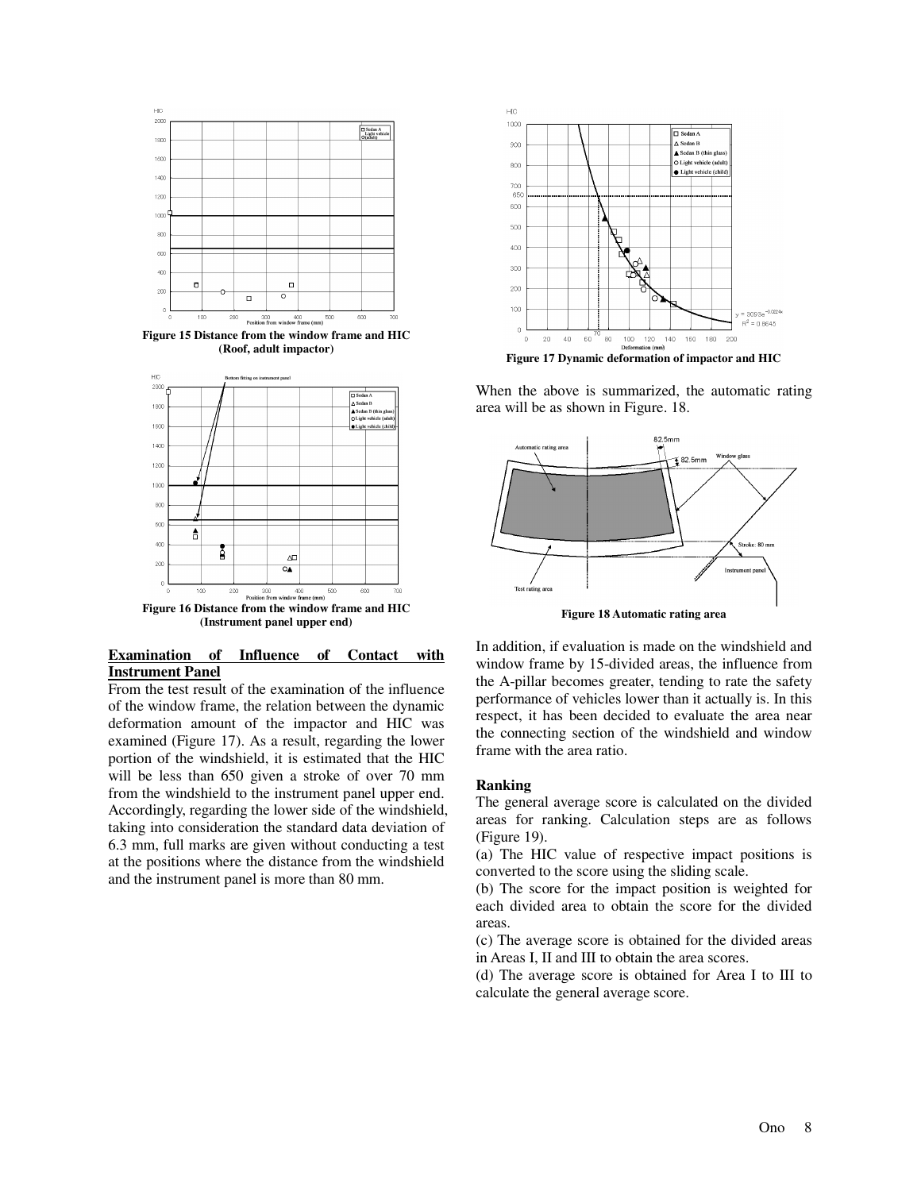Figure 15 Distance from the window frame and HIC (Roof, adult impactor)

Figure 16 Distance from the window frame and HIC (Instrument panel upper end)

**Examination of Influence of Contact with Instrument Panel**

From the test result of the examination of the influence of the window frame, the relation between the dynamic deformation amount of the impactor and HIC was examined (Figure 17). As a result, regarding the lower portion of the windshield, it is estimated that the HIC will be less than 650 given a stroke of over 70 mm from the windshield to the instrument panel upper end. Accordingly, regarding the lower side of the windshield, taking into consideration the standard data deviation of 6.3 mm, full marks are given without conducting a test at the positions where the distance from the windshield and the instrument panel is more than 80 mm.

Figure 17 Dynamic deformation of impactor and HIC

When the above is summarized, the automatic rating area will be as shown in Figure. 18.

Figure 18 Automatic rating area

In addition, if evaluation is made on the windshield and window frame by 15-divided areas, the influence from the A-pillar becomes greater, tending to rate the safety performance of vehicles lower than it actually is. In this respect, it has been decided to evaluate the area near the connecting section of the windshield and window frame with the area ratio.

**Ranking**

The general average score is calculated on the divided areas for ranking. Calculation steps are as follows (Figure 19).

(a) The HIC value of respective impact positions is converted to the score using the sliding scale.

(b) The score for the impact position is weighted for each divided area to obtain the score for the divided areas.

(c) The average score is obtained for the divided areas in Areas I, II and III to obtain the area scores.

(d) The average score is obtained for Area I to III to calculate the general average score.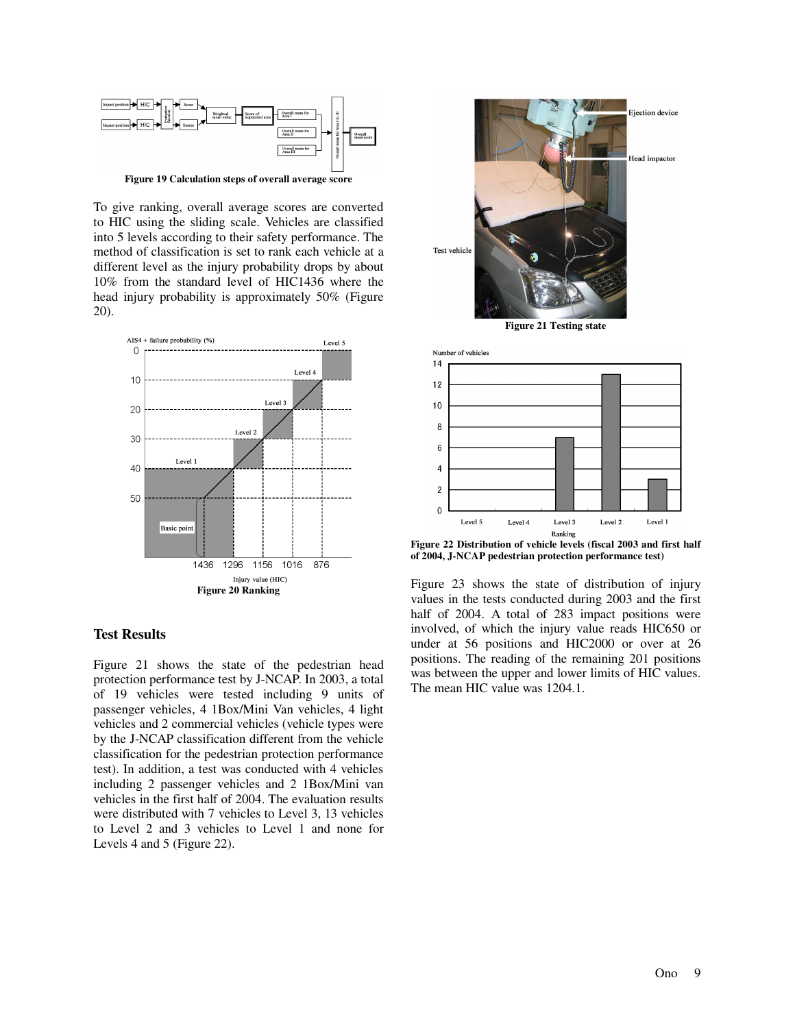Figure 19 Calculation steps of overall average score

To give ranking, overall average scores are converted to HIC using the sliding scale. Vehicles are classified into 5 levels according to their safety performance. The method of classification is set to rank each vehicle at a different level as the injury probability drops by about 10% from the standard level of HIC1436 where the head injury probability is approximately 50% (Figure 20).

Figure 20 Ranking

## Test Results

Figure 21 shows the state of the pedestrian head protection performance test by J-NCAP. In 2003, a total of 19 vehicles were tested including 9 units of passenger vehicles, 4 1Box/Mini Van vehicles, 4 light vehicles and 2 commercial vehicles (vehicle types were by the J-NCAP classification different from the vehicle classification for the pedestrian protection performance test). In addition, a test was conducted with 4 vehicles including 2 passenger vehicles and 2 1Box/Mini van vehicles in the first half of 2004. The evaluation results were distributed with 7 vehicles to Level 3, 13 vehicles to Level 2 and 3 vehicles to Level 1 and none for Levels 4 and 5 (Figure 22).

Figure 21 Testing state

Figure 22 Distribution of vehicle levels (fiscal 2003 and first half of 2004, J-NCAP pedestrian protection performance test)

Figure 23 shows the state of distribution of injury values in the tests conducted during 2003 and the first half of 2004. A total of 283 impact positions were involved, of which the injury value reads HIC650 or under at 56 positions and HIC2000 or over at 26 positions. The reading of the remaining 201 positions was between the upper and lower limits of HIC values. The mean HIC value was 1204.1.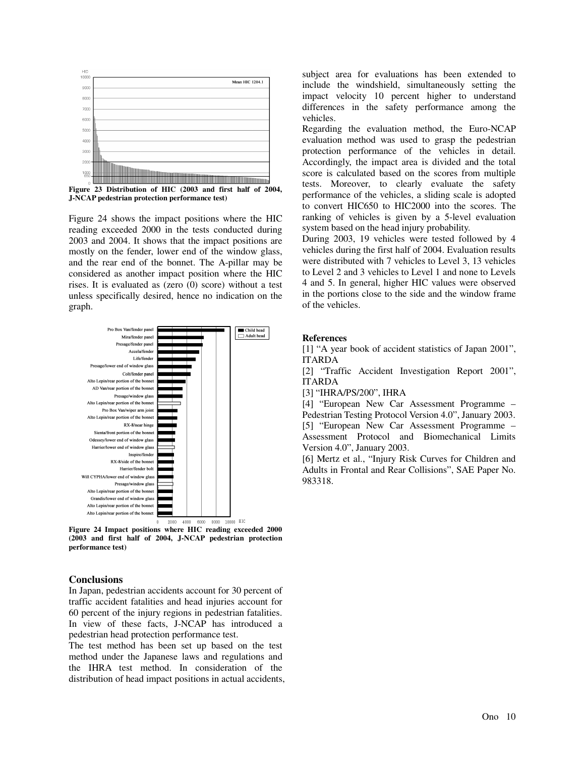HIC
10000
9000
8000
7000
6000
5000
4000
3000
2000
1000
650
0
Mean HIC 1204.1

**Figure 23 Distribution of HIC (2003 and first half of 2004, J-NCAP pedestrian protection performance test)**

Figure 24 shows the impact positions where the HIC reading exceeded 2000 in the tests conducted during 2003 and 2004. It shows that the impact positions are mostly on the fender, lower end of the window glass, and the rear end of the bonnet. The A-pillar may be considered as another impact position where the HIC rises. It is evaluated as (zero (0) score) without a test unless specifically desired, hence no indication on the graph.

Pro Box Van/fender panel
Mira/fender panel
Presage/fender panel
Accela/fender
Life/fender
Presage/lower end of window glass
Colt/fender panel
Alto Lepin/rear portion of the bonnet
AD Van/rear portion of the bonnet
Presage/window glass
Alto Lepin/rear portion of the bonnet
Pro Box Van/wiper arm joint
Alto Lepin/rear portion of the bonnet
RX-8/near hinge
Sienta/front portion of the bonnet
Odessey/lower end of window glass
Harrier/lower end of window glass
Inspire/fender
RX-8/side of the bonnet
Harrier/fender bolt
Will CYPHA/lower end of window glass
Presage/window glass
Alto Lepin/rear portion of the bonnet
Grandis/lower end of window glass
Alto Lepin/rear portion of the bonnet
Alto Lepin/rear portion of the bonnet

Child head
Adult head

0 2000 4000 6000 8000 10000 HIC

**Figure 24 Impact positions where HIC reading exceeded 2000 (2003 and first half of 2004, J-NCAP pedestrian protection performance test)**

## Conclusions

In Japan, pedestrian accidents account for 30 percent of traffic accident fatalities and head injuries account for 60 percent of the injury regions in pedestrian fatalities. In view of these facts, J-NCAP has introduced a pedestrian head protection performance test.

The test method has been set up based on the test method under the Japanese laws and regulations and the IHRA test method. In consideration of the distribution of head impact positions in actual accidents, subject area for evaluations has been extended to include the windshield, simultaneously setting the impact velocity 10 percent higher to understand differences in the safety performance among the vehicles.

Regarding the evaluation method, the Euro-NCAP evaluation method was used to grasp the pedestrian protection performance of the vehicles in detail. Accordingly, the impact area is divided and the total score is calculated based on the scores from multiple tests. Moreover, to clearly evaluate the safety performance of the vehicles, a sliding scale is adopted to convert HIC650 to HIC2000 into the scores. The ranking of vehicles is given by a 5-level evaluation system based on the head injury probability.

During 2003, 19 vehicles were tested followed by 4 vehicles during the first half of 2004. Evaluation results were distributed with 7 vehicles to Level 3, 13 vehicles to Level 2 and 3 vehicles to Level 1 and none to Levels 4 and 5. In general, higher HIC values were observed in the portions close to the side and the window frame of the vehicles.

## References

[1] "A year book of accident statistics of Japan 2001", ITARDA

[2] "Traffic Accident Investigation Report 2001", ITARDA

[3] "IHRA/PS/200", IHRA

[4] "European New Car Assessment Programme – Pedestrian Testing Protocol Version 4.0", January 2003.

[5] "European New Car Assessment Programme – Assessment Protocol and Biomechanical Limits Version 4.0", January 2003.

[6] Mertz et al., "Injury Risk Curves for Children and Adults in Frontal and Rear Collisions", SAE Paper No. 983318.